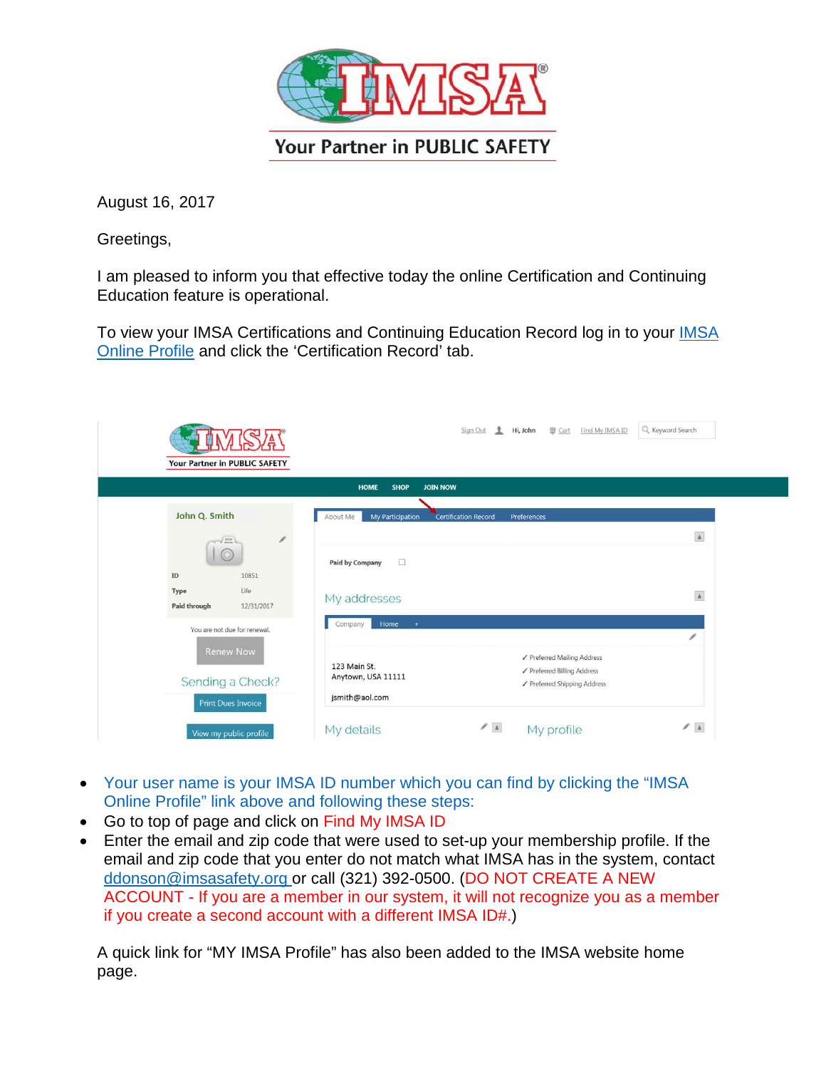IMSA®

Your Partner in PUBLIC SAFETY

August 16, 2017

Greetings,

I am pleased to inform you that effective today the online Certification and Continuing Education feature is operational.

To view your IMSA Certifications and Continuing Education Record log in to your IMSA Online Profile and click the 'Certification Record' tab.

- Your user name is your IMSA ID number which you can find by clicking the "IMSA Online Profile" link above and following these steps:
- Go to top of page and click on Find My IMSA ID
- Enter the email and zip code that were used to set-up your membership profile. If the email and zip code that you enter do not match what IMSA has in the system, contact ddonson@imsasafety.org or call (321) 392-0500. (DO NOT CREATE A NEW ACCOUNT - If you are a member in our system, it will not recognize you as a member if you create a second account with a different IMSA ID#.)

A quick link for "MY IMSA Profile" has also been added to the IMSA website home page.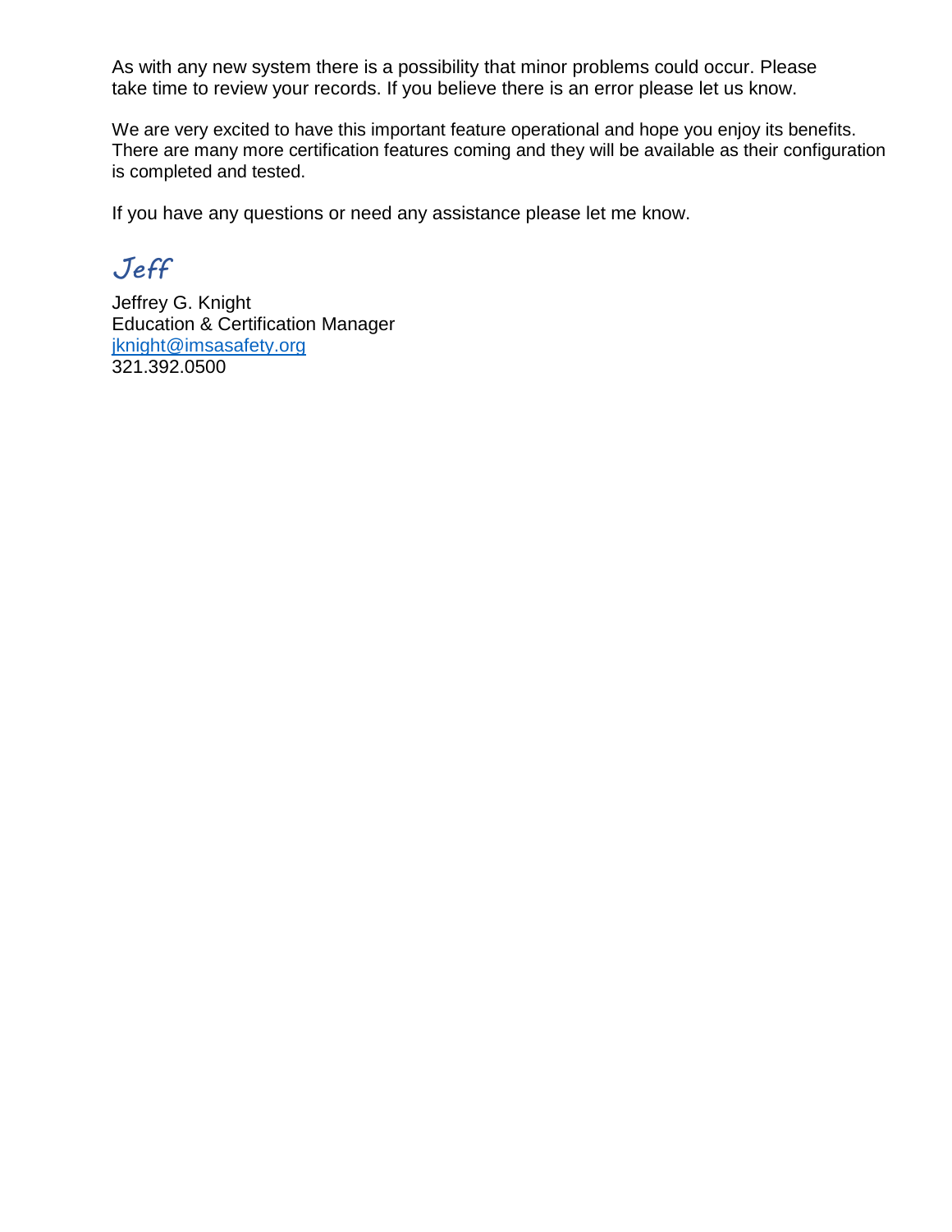As with any new system there is a possibility that minor problems could occur. Please take time to review your records. If you believe there is an error please let us know.

We are very excited to have this important feature operational and hope you enjoy its benefits. There are many more certification features coming and they will be available as their configuration is completed and tested.

If you have any questions or need any assistance please let me know.

*Jeff*

Jeffrey G. Knight
Education & Certification Manager
jknight@imsasafety.org
321.392.0500